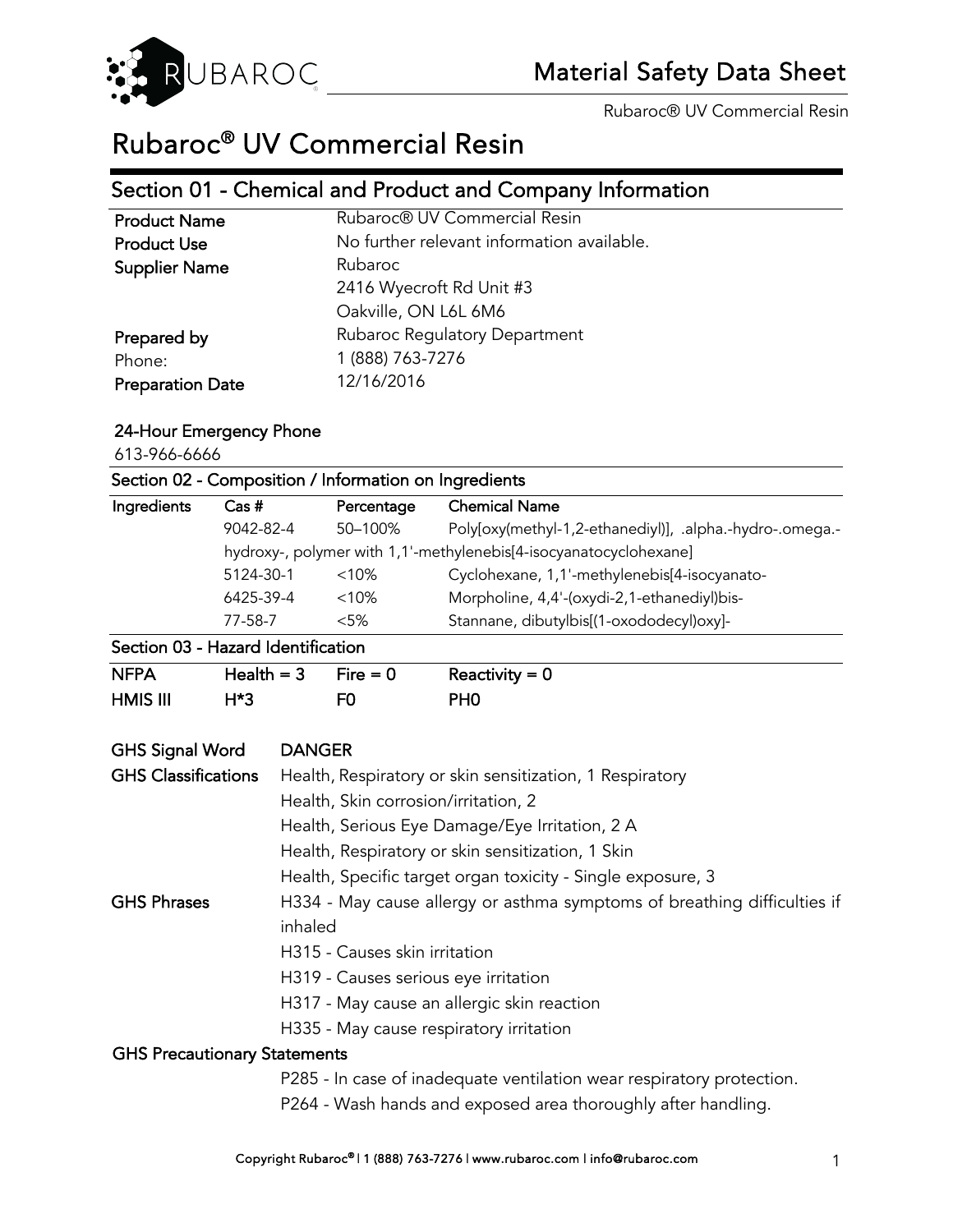# Rubaroc® UV Commercial Resin

## Section 01 - Chemical and Product and Company Information

| | |
|---|---|
| **Product Name** | Rubaroc® UV Commercial Resin |
| **Product Use** | No further relevant information available. |
| **Supplier Name** | Rubaroc<br>2416 Wyecroft Rd Unit #3<br>Oakville, ON L6L 6M6 |
| **Prepared by** | Rubaroc Regulatory Department |
| Phone: | 1 (888) 763-7276 |
| **Preparation Date** | 12/16/2016 |

**24-Hour Emergency Phone**

613-966-6666

## Section 02 - Composition / Information on Ingredients

| Ingredients | Cas # | Percentage | Chemical Name |
|---|---|---|---|
| | 9042-82-4 | 50–100% | Poly[oxy(methyl-1,2-ethanediyl)], .alpha.-hydro-.omega.-hydroxy-, polymer with 1,1'-methylenebis[4-isocyanatocyclohexane] |
| | 5124-30-1 | <10% | Cyclohexane, 1,1'-methylenebis[4-isocyanato- |
| | 6425-39-4 | <10% | Morpholine, 4,4'-(oxydi-2,1-ethanediyl)bis- |
| | 77-58-7 | <5% | Stannane, dibutylbis[(1-oxododecyl)oxy]- |

## Section 03 - Hazard Identification

| | | | |
|---|---|---|---|
| **NFPA** | **Health = 3** | **Fire = 0** | **Reactivity = 0** |
| **HMIS III** | **H*3** | **F0** | **PH0** |

**GHS Signal Word** DANGER

**GHS Classifications**

- Health, Respiratory or skin sensitization, 1 Respiratory
- Health, Skin corrosion/irritation, 2
- Health, Serious Eye Damage/Eye Irritation, 2 A
- Health, Respiratory or skin sensitization, 1 Skin
- Health, Specific target organ toxicity - Single exposure, 3

**GHS Phrases**

- H334 - May cause allergy or asthma symptoms of breathing difficulties if inhaled
- H315 - Causes skin irritation
- H319 - Causes serious eye irritation
- H317 - May cause an allergic skin reaction
- H335 - May cause respiratory irritation

**GHS Precautionary Statements**

- P285 - In case of inadequate ventilation wear respiratory protection.
- P264 - Wash hands and exposed area thoroughly after handling.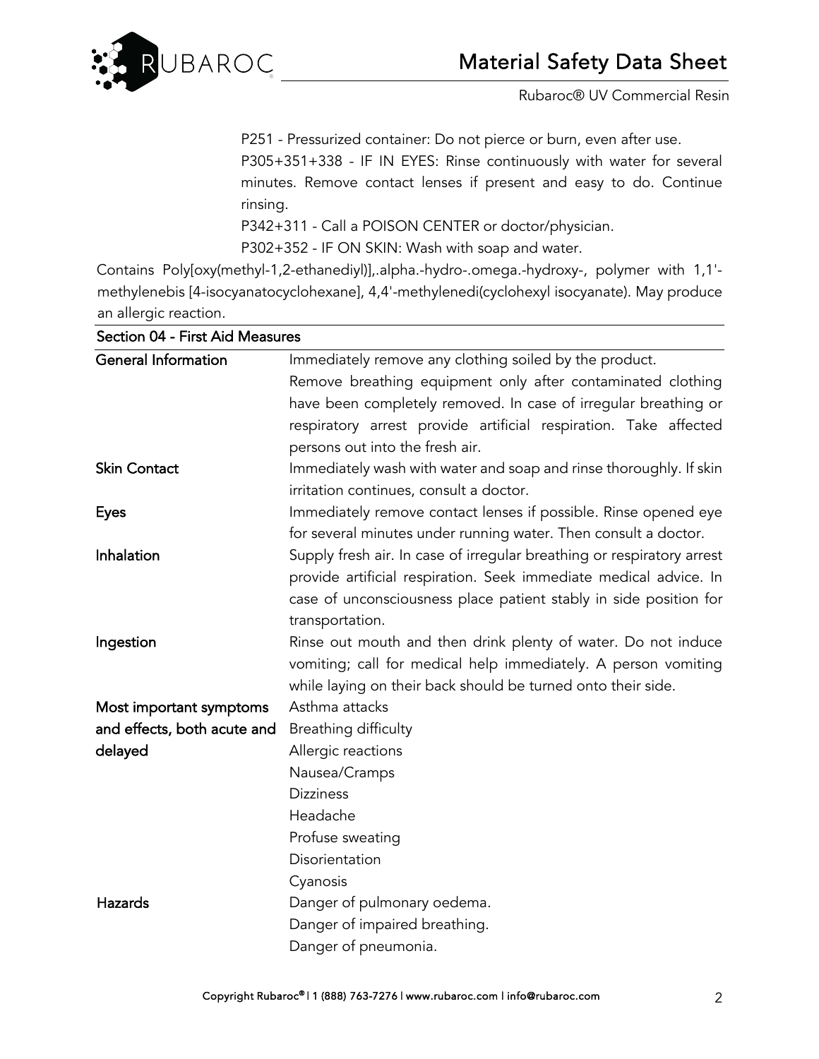P251 - Pressurized container: Do not pierce or burn, even after use.
P305+351+338 - IF IN EYES: Rinse continuously with water for several minutes. Remove contact lenses if present and easy to do. Continue rinsing.
P342+311 - Call a POISON CENTER or doctor/physician.
P302+352 - IF ON SKIN: Wash with soap and water.

Contains Poly[oxy(methyl-1,2-ethanediyl)],.alpha.-hydro-.omega.-hydroxy-, polymer with 1,1'-methylenebis [4-isocyanatocyclohexane], 4,4'-methylenedi(cyclohexyl isocyanate). May produce an allergic reaction.

## Section 04 - First Aid Measures

| | |
|---|---|
| **General Information** | Immediately remove any clothing soiled by the product. Remove breathing equipment only after contaminated clothing have been completely removed. In case of irregular breathing or respiratory arrest provide artificial respiration. Take affected persons out into the fresh air. |
| **Skin Contact** | Immediately wash with water and soap and rinse thoroughly. If skin irritation continues, consult a doctor. |
| **Eyes** | Immediately remove contact lenses if possible. Rinse opened eye for several minutes under running water. Then consult a doctor. |
| **Inhalation** | Supply fresh air. In case of irregular breathing or respiratory arrest provide artificial respiration. Seek immediate medical advice. In case of unconsciousness place patient stably in side position for transportation. |
| **Ingestion** | Rinse out mouth and then drink plenty of water. Do not induce vomiting; call for medical help immediately. A person vomiting while laying on their back should be turned onto their side. |
| **Most important symptoms and effects, both acute and delayed** | Asthma attacks<br>Breathing difficulty<br>Allergic reactions<br>Nausea/Cramps<br>Dizziness<br>Headache<br>Profuse sweating<br>Disorientation<br>Cyanosis |
| **Hazards** | Danger of pulmonary oedema.<br>Danger of impaired breathing.<br>Danger of pneumonia. |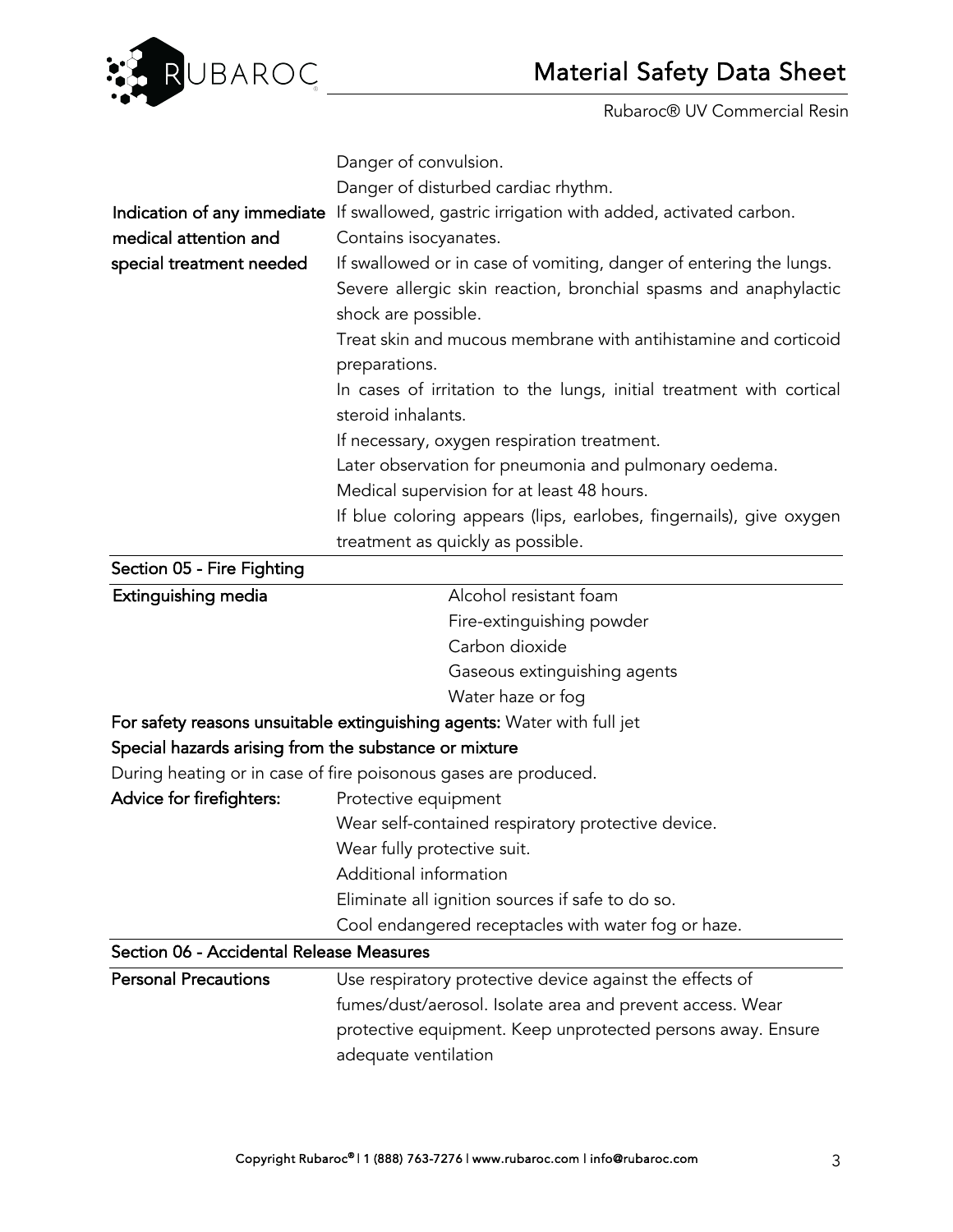| | |
|---|---|
| | Danger of convulsion. |
| | Danger of disturbed cardiac rhythm. |
| **Indication of any immediate medical attention and special treatment needed** | If swallowed, gastric irrigation with added, activated carbon. |
| | Contains isocyanates. |
| | If swallowed or in case of vomiting, danger of entering the lungs. |
| | Severe allergic skin reaction, bronchial spasms and anaphylactic shock are possible. |
| | Treat skin and mucous membrane with antihistamine and corticoid preparations. |
| | In cases of irritation to the lungs, initial treatment with cortical steroid inhalants. |
| | If necessary, oxygen respiration treatment. |
| | Later observation for pneumonia and pulmonary oedema. |
| | Medical supervision for at least 48 hours. |
| | If blue coloring appears (lips, earlobes, fingernails), give oxygen treatment as quickly as possible. |

## Section 05 - Fire Fighting

**Extinguishing media**

- Alcohol resistant foam
- Fire-extinguishing powder
- Carbon dioxide
- Gaseous extinguishing agents
- Water haze or fog

**For safety reasons unsuitable extinguishing agents:** Water with full jet

**Special hazards arising from the substance or mixture**

During heating or in case of fire poisonous gases are produced.

**Advice for firefighters:**

Protective equipment
Wear self-contained respiratory protective device.
Wear fully protective suit.
Additional information
Eliminate all ignition sources if safe to do so.
Cool endangered receptacles with water fog or haze.

## Section 06 - Accidental Release Measures

| | |
|---|---|
| **Personal Precautions** | Use respiratory protective device against the effects of fumes/dust/aerosol. Isolate area and prevent access. Wear protective equipment. Keep unprotected persons away. Ensure adequate ventilation |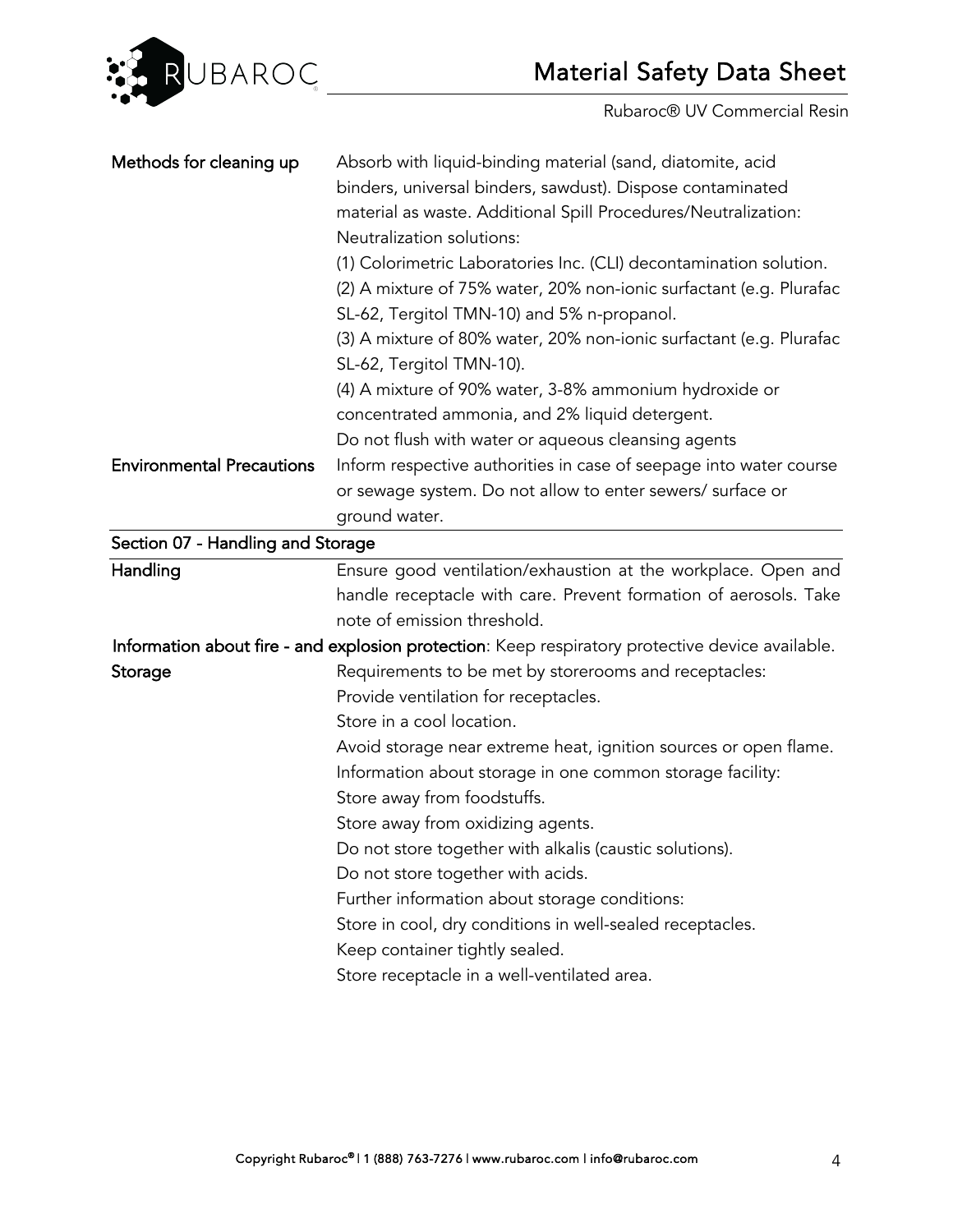**Methods for cleaning up**

Absorb with liquid-binding material (sand, diatomite, acid binders, universal binders, sawdust). Dispose contaminated material as waste. Additional Spill Procedures/Neutralization: Neutralization solutions:

(1) Colorimetric Laboratories Inc. (CLI) decontamination solution.
(2) A mixture of 75% water, 20% non-ionic surfactant (e.g. Plurafac SL-62, Tergitol TMN-10) and 5% n-propanol.
(3) A mixture of 80% water, 20% non-ionic surfactant (e.g. Plurafac SL-62, Tergitol TMN-10).
(4) A mixture of 90% water, 3-8% ammonium hydroxide or concentrated ammonia, and 2% liquid detergent.
Do not flush with water or aqueous cleansing agents

**Environmental Precautions**

Inform respective authorities in case of seepage into water course or sewage system. Do not allow to enter sewers/ surface or ground water.

## Section 07 - Handling and Storage

**Handling**

Ensure good ventilation/exhaustion at the workplace. Open and handle receptacle with care. Prevent formation of aerosols. Take note of emission threshold.

**Information about fire - and explosion protection**: Keep respiratory protective device available.

**Storage**

Requirements to be met by storerooms and receptacles:
Provide ventilation for receptacles.
Store in a cool location.
Avoid storage near extreme heat, ignition sources or open flame.
Information about storage in one common storage facility:
Store away from foodstuffs.
Store away from oxidizing agents.
Do not store together with alkalis (caustic solutions).
Do not store together with acids.
Further information about storage conditions:
Store in cool, dry conditions in well-sealed receptacles.
Keep container tightly sealed.
Store receptacle in a well-ventilated area.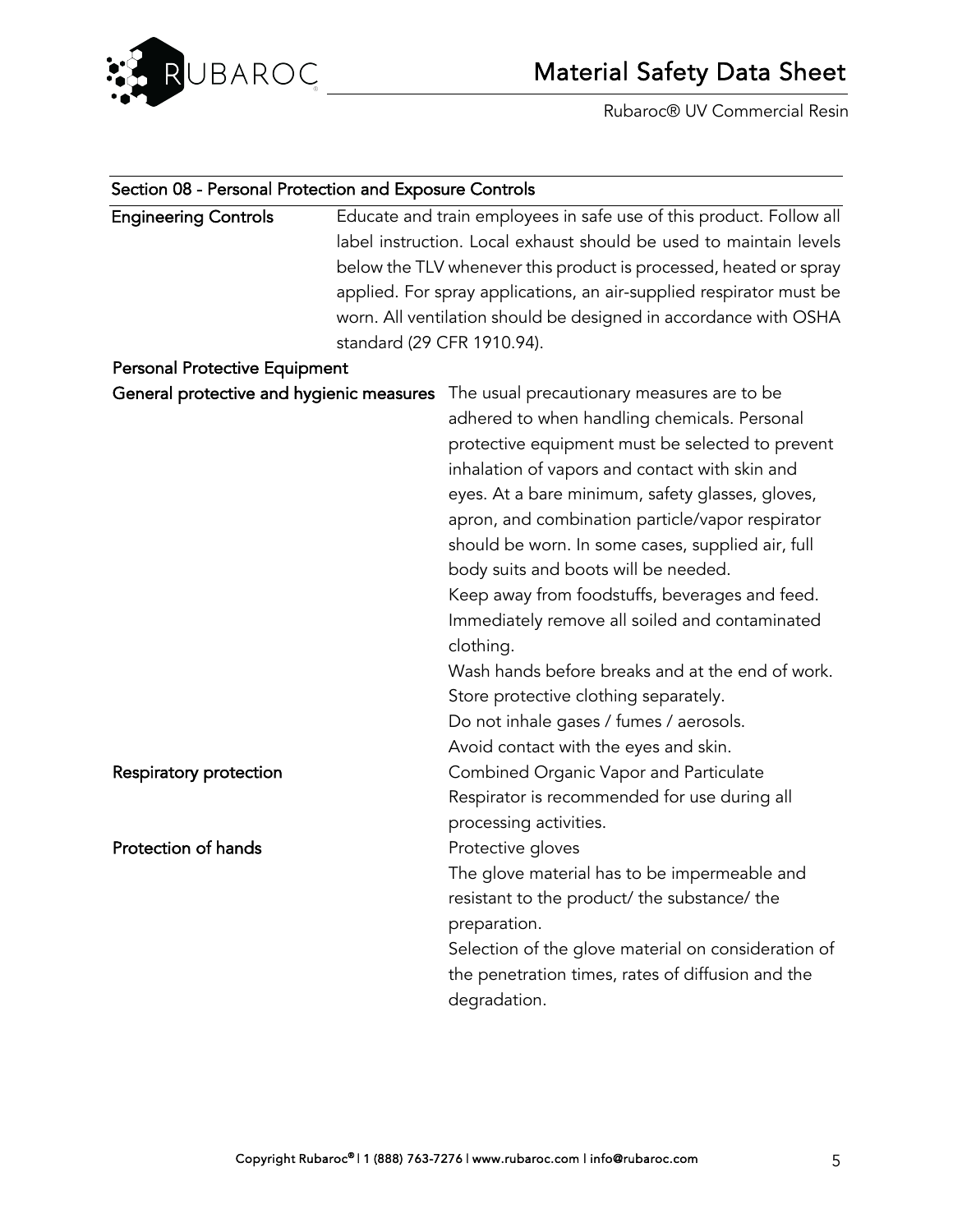## Section 08 - Personal Protection and Exposure Controls

**Engineering Controls**

Educate and train employees in safe use of this product. Follow all label instruction. Local exhaust should be used to maintain levels below the TLV whenever this product is processed, heated or spray applied. For spray applications, an air-supplied respirator must be worn. All ventilation should be designed in accordance with OSHA standard (29 CFR 1910.94).

### Personal Protective Equipment

**General protective and hygienic measures**

The usual precautionary measures are to be adhered to when handling chemicals. Personal protective equipment must be selected to prevent inhalation of vapors and contact with skin and eyes. At a bare minimum, safety glasses, gloves, apron, and combination particle/vapor respirator should be worn. In some cases, supplied air, full body suits and boots will be needed.

Keep away from foodstuffs, beverages and feed.

Immediately remove all soiled and contaminated clothing.

Wash hands before breaks and at the end of work.

Store protective clothing separately.

Do not inhale gases / fumes / aerosols.

Avoid contact with the eyes and skin.

**Respiratory protection**

Combined Organic Vapor and Particulate Respirator is recommended for use during all processing activities.

**Protection of hands**

Protective gloves

The glove material has to be impermeable and resistant to the product/ the substance/ the preparation.

Selection of the glove material on consideration of the penetration times, rates of diffusion and the degradation.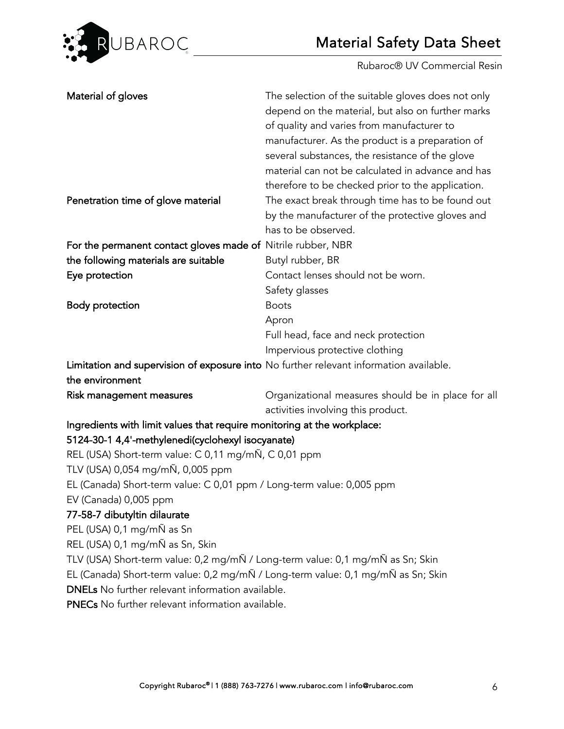| | |
|---|---|
| **Material of gloves** | The selection of the suitable gloves does not only depend on the material, but also on further marks of quality and varies from manufacturer to manufacturer. As the product is a preparation of several substances, the resistance of the glove material can not be calculated in advance and has therefore to be checked prior to the application. |
| **Penetration time of glove material** | The exact break through time has to be found out by the manufacturer of the protective gloves and has to be observed. |
| **For the permanent contact gloves made of the following materials are suitable** | Nitrile rubber, NBR<br>Butyl rubber, BR |
| **Eye protection** | Contact lenses should not be worn.<br>Safety glasses |
| **Body protection** | Boots<br>Apron<br>Full head, face and neck protection<br>Impervious protective clothing |
| **Limitation and supervision of exposure into the environment** | No further relevant information available. |
| **Risk management measures** | Organizational measures should be in place for all activities involving this product. |

**Ingredients with limit values that require monitoring at the workplace:**

**5124-30-1 4,4'-methylenedi(cyclohexyl isocyanate)**

REL (USA) Short-term value: C 0,11 mg/mÑ, C 0,01 ppm

TLV (USA) 0,054 mg/mÑ, 0,005 ppm

EL (Canada) Short-term value: C 0,01 ppm / Long-term value: 0,005 ppm

EV (Canada) 0,005 ppm

**77-58-7 dibutyltin dilaurate**

PEL (USA) 0,1 mg/mÑ as Sn

REL (USA) 0,1 mg/mÑ as Sn, Skin

TLV (USA) Short-term value: 0,2 mg/mÑ / Long-term value: 0,1 mg/mÑ as Sn; Skin

EL (Canada) Short-term value: 0,2 mg/mÑ / Long-term value: 0,1 mg/mÑ as Sn; Skin

**DNELs** No further relevant information available.

**PNECs** No further relevant information available.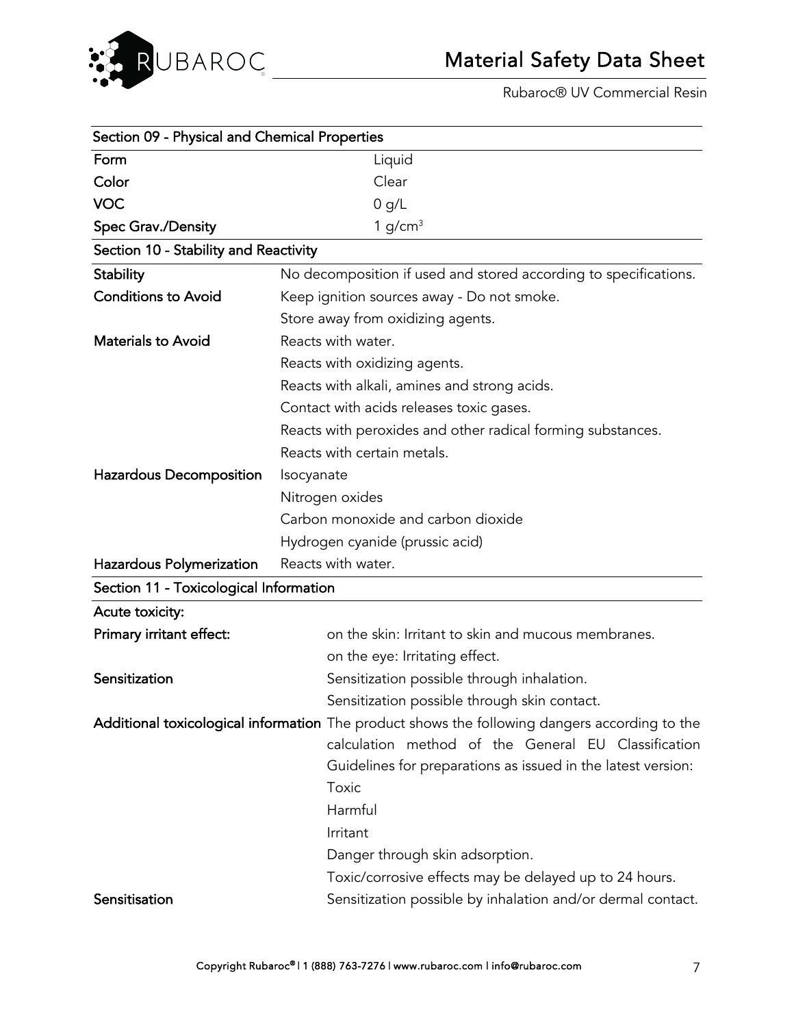## Section 09 - Physical and Chemical Properties

| | |
|---|---|
| **Form** | Liquid |
| **Color** | Clear |
| **VOC** | 0 g/L |
| **Spec Grav./Density** | 1 g/cm$^3$ |

## Section 10 - Stability and Reactivity

| | |
|---|---|
| **Stability** | No decomposition if used and stored according to specifications. |
| **Conditions to Avoid** | Keep ignition sources away - Do not smoke. |
| | Store away from oxidizing agents. |
| **Materials to Avoid** | Reacts with water. |
| | Reacts with oxidizing agents. |
| | Reacts with alkali, amines and strong acids. |
| | Contact with acids releases toxic gases. |
| | Reacts with peroxides and other radical forming substances. |
| | Reacts with certain metals. |
| **Hazardous Decomposition** | Isocyanate |
| | Nitrogen oxides |
| | Carbon monoxide and carbon dioxide |
| | Hydrogen cyanide (prussic acid) |
| **Hazardous Polymerization** | Reacts with water. |

## Section 11 - Toxicological Information

| | |
|---|---|
| **Acute toxicity:** | |
| **Primary irritant effect:** | on the skin: Irritant to skin and mucous membranes. |
| | on the eye: Irritating effect. |
| **Sensitization** | Sensitization possible through inhalation. |
| | Sensitization possible through skin contact. |
| **Additional toxicological information** | The product shows the following dangers according to the calculation method of the General EU Classification Guidelines for preparations as issued in the latest version: |
| | Toxic |
| | Harmful |
| | Irritant |
| | Danger through skin adsorption. |
| | Toxic/corrosive effects may be delayed up to 24 hours. |
| **Sensitisation** | Sensitization possible by inhalation and/or dermal contact. |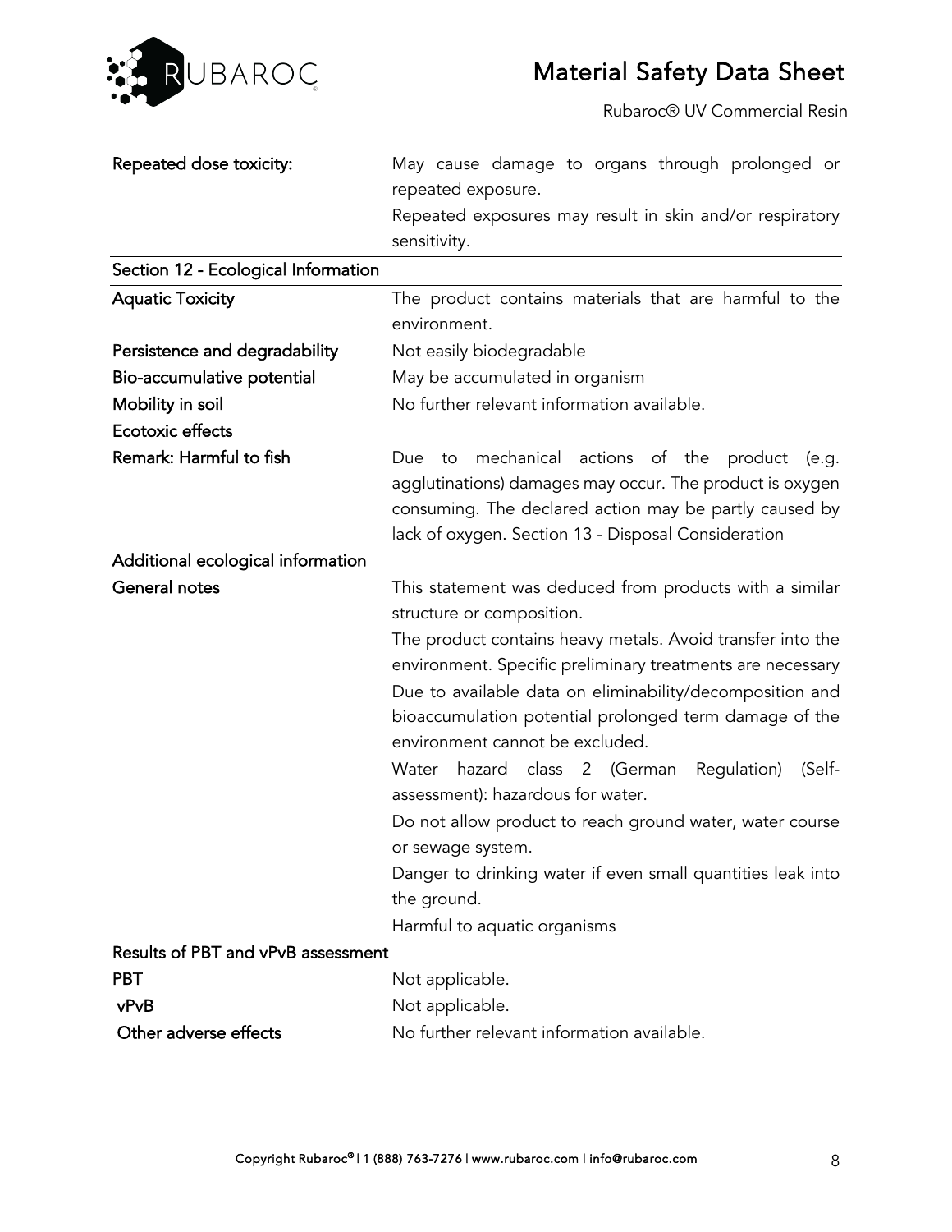| | |
|---|---|
| **Repeated dose toxicity:** | May cause damage to organs through prolonged or repeated exposure.<br>Repeated exposures may result in skin and/or respiratory sensitivity. |

## Section 12 - Ecological Information

| | |
|---|---|
| **Aquatic Toxicity** | The product contains materials that are harmful to the environment. |
| **Persistence and degradability** | Not easily biodegradable |
| **Bio-accumulative potential** | May be accumulated in organism |
| **Mobility in soil** | No further relevant information available. |
| **Ecotoxic effects** | |
| **Remark: Harmful to fish** | Due to mechanical actions of the product (e.g. agglutinations) damages may occur. The product is oxygen consuming. The declared action may be partly caused by lack of oxygen. Section 13 - Disposal Consideration |

**Additional ecological information**

| | |
|---|---|
| **General notes** | This statement was deduced from products with a similar structure or composition.<br>The product contains heavy metals. Avoid transfer into the environment. Specific preliminary treatments are necessary<br>Due to available data on eliminability/decomposition and bioaccumulation potential prolonged term damage of the environment cannot be excluded.<br>Water hazard class 2 (German Regulation) (Self-assessment): hazardous for water.<br>Do not allow product to reach ground water, water course or sewage system.<br>Danger to drinking water if even small quantities leak into the ground.<br>Harmful to aquatic organisms |

**Results of PBT and vPvB assessment**

| | |
|---|---|
| **PBT** | Not applicable. |
| **vPvB** | Not applicable. |
| **Other adverse effects** | No further relevant information available. |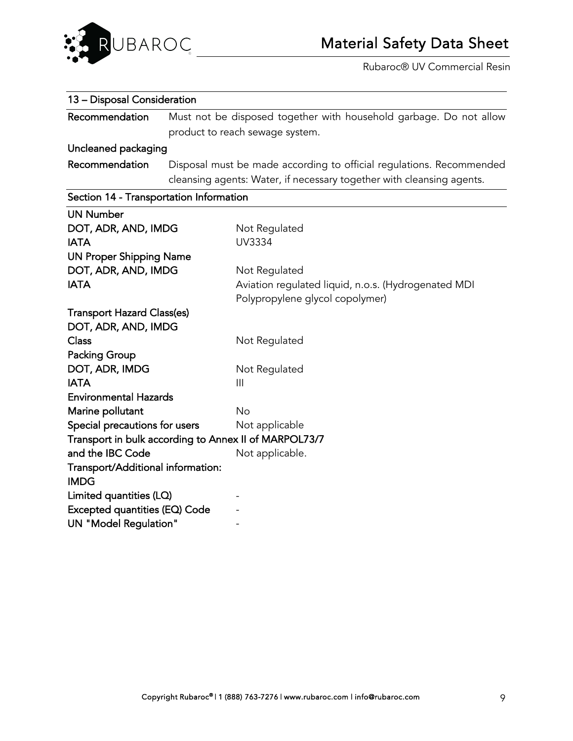## 13 – Disposal Consideration

| | |
|---|---|
| **Recommendation** | Must not be disposed together with household garbage. Do not allow product to reach sewage system. |
| **Uncleaned packaging** | |
| **Recommendation** | Disposal must be made according to official regulations. Recommended cleansing agents: Water, if necessary together with cleansing agents. |

## Section 14 - Transportation Information

| | |
|---|---|
| **UN Number** | |
| **DOT, ADR, AND, IMDG** | Not Regulated |
| **IATA** | UV3334 |
| **UN Proper Shipping Name** | |
| **DOT, ADR, AND, IMDG** | Not Regulated |
| **IATA** | Aviation regulated liquid, n.o.s. (Hydrogenated MDI Polypropylene glycol copolymer) |
| **Transport Hazard Class(es)** | |
| **DOT, ADR, AND, IMDG** | |
| **Class** | Not Regulated |
| **Packing Group** | |
| **DOT, ADR, IMDG** | Not Regulated |
| **IATA** | III |
| **Environmental Hazards** | |
| **Marine pollutant** | No |
| **Special precautions for users** | Not applicable |
| **Transport in bulk according to Annex II of MARPOL73/7 and the IBC Code** | Not applicable. |
| **Transport/Additional information:** | |
| **IMDG** | |
| **Limited quantities (LQ)** | - |
| **Excepted quantities (EQ) Code** | - |
| **UN "Model Regulation"** | - |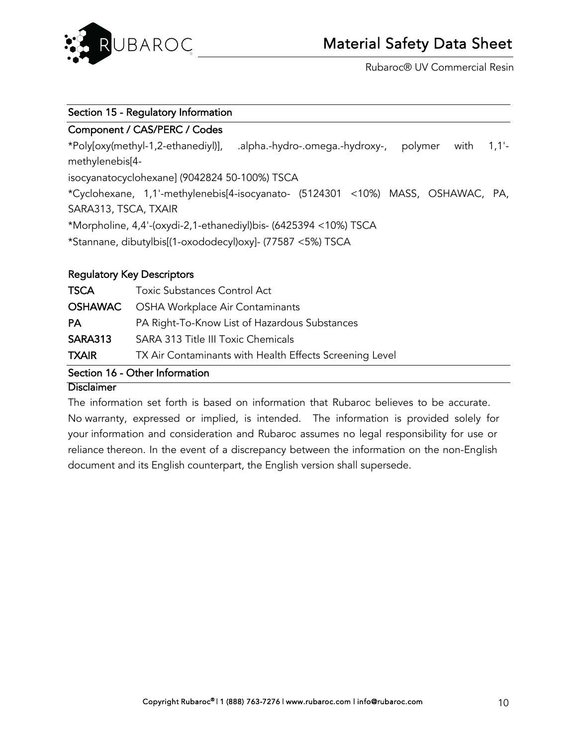## Section 15 - Regulatory Information

### Component / CAS/PERC / Codes

*Poly[oxy(methyl-1,2-ethanediyl)], .alpha.-hydro-.omega.-hydroxy-, polymer with 1,1'-methylenebis[4-isocyanatocyclohexane] (9042824 50-100%) TSCA

*Cyclohexane, 1,1'-methylenebis[4-isocyanato- (5124301 <10%) MASS, OSHAWAC, PA, SARA313, TSCA, TXAIR

*Morpholine, 4,4'-(oxydi-2,1-ethanediyl)bis- (6425394 <10%) TSCA

*Stannane, dibutylbis[(1-oxododecyl)oxy]- (77587 <5%) TSCA

### Regulatory Key Descriptors

| | |
|---|---|
| **TSCA** | Toxic Substances Control Act |
| **OSHAWAC** | OSHA Workplace Air Contaminants |
| **PA** | PA Right-To-Know List of Hazardous Substances |
| **SARA313** | SARA 313 Title III Toxic Chemicals |
| **TXAIR** | TX Air Contaminants with Health Effects Screening Level |

## Section 16 - Other Information

### Disclaimer

The information set forth is based on information that Rubaroc believes to be accurate. No warranty, expressed or implied, is intended. The information is provided solely for your information and consideration and Rubaroc assumes no legal responsibility for use or reliance thereon. In the event of a discrepancy between the information on the non-English document and its English counterpart, the English version shall supersede.